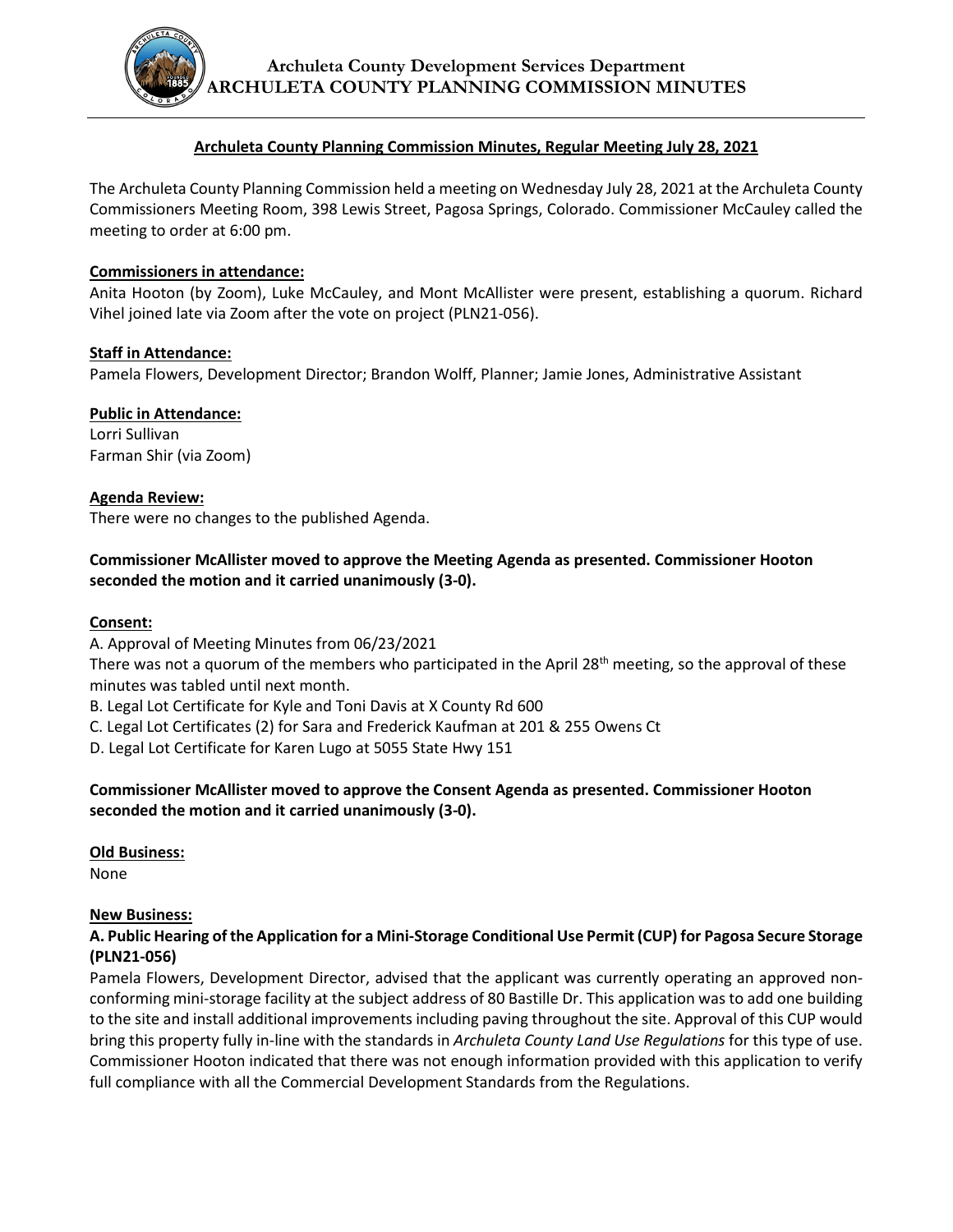# Archuleta County Development Services Department
# ARCHULETA COUNTY PLANNING COMMISSION MINUTES

## Archuleta County Planning Commission Minutes, Regular Meeting July 28, 2021

The Archuleta County Planning Commission held a meeting on Wednesday July 28, 2021 at the Archuleta County Commissioners Meeting Room, 398 Lewis Street, Pagosa Springs, Colorado. Commissioner McCauley called the meeting to order at 6:00 pm.

**Commissioners in attendance:**
Anita Hooton (by Zoom), Luke McCauley, and Mont McAllister were present, establishing a quorum. Richard Vihel joined late via Zoom after the vote on project (PLN21-056).

**Staff in Attendance:**
Pamela Flowers, Development Director; Brandon Wolff, Planner; Jamie Jones, Administrative Assistant

**Public in Attendance:**
Lorri Sullivan
Farman Shir (via Zoom)

**Agenda Review:**
There were no changes to the published Agenda.

**Commissioner McAllister moved to approve the Meeting Agenda as presented. Commissioner Hooton seconded the motion and it carried unanimously (3-0).**

**Consent:**

A. Approval of Meeting Minutes from 06/23/2021
There was not a quorum of the members who participated in the April 28th meeting, so the approval of these minutes was tabled until next month.

B. Legal Lot Certificate for Kyle and Toni Davis at X County Rd 600

C. Legal Lot Certificates (2) for Sara and Frederick Kaufman at 201 & 255 Owens Ct

D. Legal Lot Certificate for Karen Lugo at 5055 State Hwy 151

**Commissioner McAllister moved to approve the Consent Agenda as presented. Commissioner Hooton seconded the motion and it carried unanimously (3-0).**

**Old Business:**
None

**New Business:**

**A. Public Hearing of the Application for a Mini-Storage Conditional Use Permit (CUP) for Pagosa Secure Storage (PLN21-056)**

Pamela Flowers, Development Director, advised that the applicant was currently operating an approved non-conforming mini-storage facility at the subject address of 80 Bastille Dr. This application was to add one building to the site and install additional improvements including paving throughout the site. Approval of this CUP would bring this property fully in-line with the standards in *Archuleta County Land Use Regulations* for this type of use. Commissioner Hooton indicated that there was not enough information provided with this application to verify full compliance with all the Commercial Development Standards from the Regulations.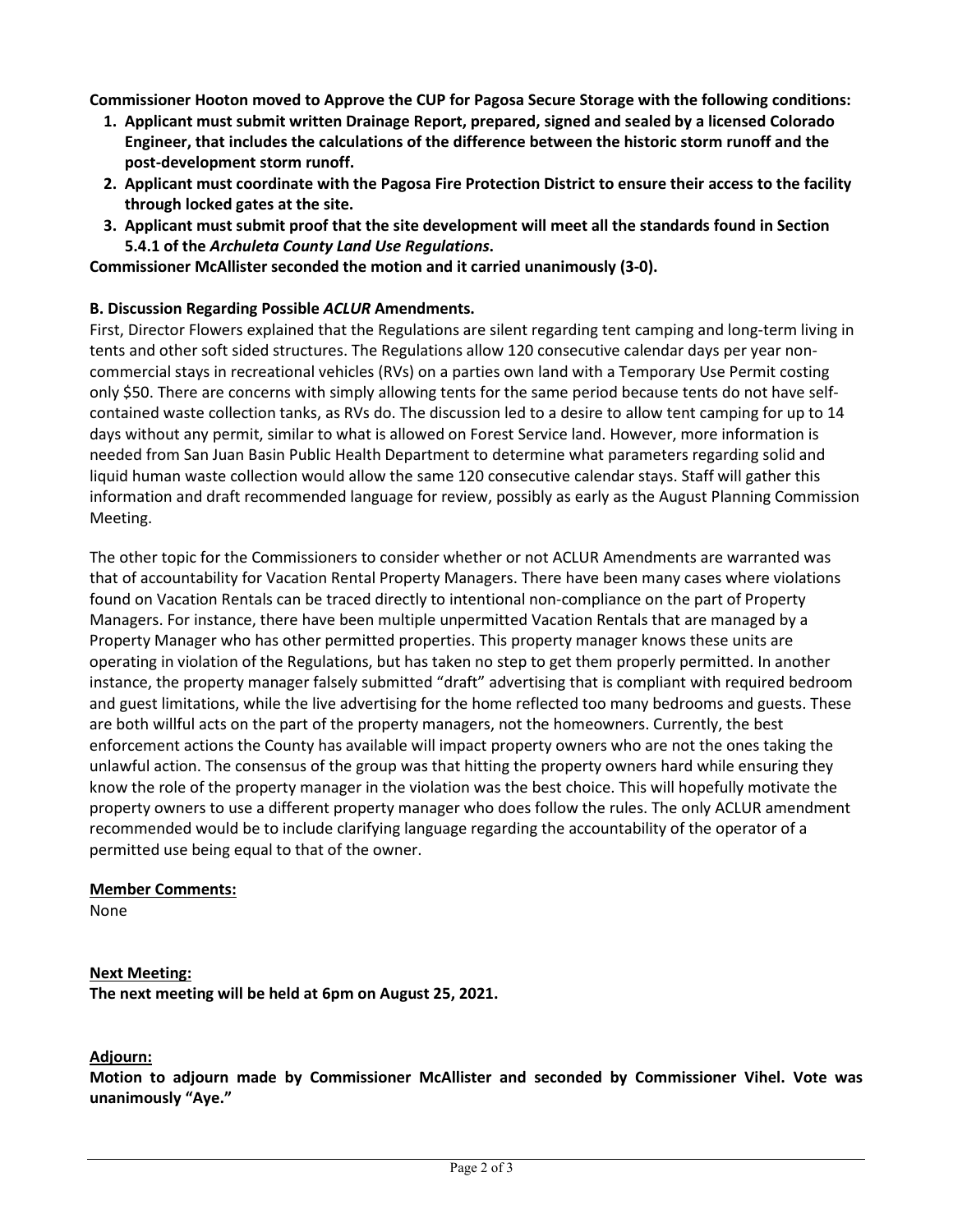**Commissioner Hooton moved to Approve the CUP for Pagosa Secure Storage with the following conditions:**

1. **Applicant must submit written Drainage Report, prepared, signed and sealed by a licensed Colorado Engineer, that includes the calculations of the difference between the historic storm runoff and the post-development storm runoff.**
2. **Applicant must coordinate with the Pagosa Fire Protection District to ensure their access to the facility through locked gates at the site.**
3. **Applicant must submit proof that the site development will meet all the standards found in Section 5.4.1 of the *Archuleta County Land Use Regulations*.**

**Commissioner McAllister seconded the motion and it carried unanimously (3-0).**

**B. Discussion Regarding Possible *ACLUR* Amendments.**

First, Director Flowers explained that the Regulations are silent regarding tent camping and long-term living in tents and other soft sided structures. The Regulations allow 120 consecutive calendar days per year non-commercial stays in recreational vehicles (RVs) on a parties own land with a Temporary Use Permit costing only $50. There are concerns with simply allowing tents for the same period because tents do not have self-contained waste collection tanks, as RVs do. The discussion led to a desire to allow tent camping for up to 14 days without any permit, similar to what is allowed on Forest Service land. However, more information is needed from San Juan Basin Public Health Department to determine what parameters regarding solid and liquid human waste collection would allow the same 120 consecutive calendar stays. Staff will gather this information and draft recommended language for review, possibly as early as the August Planning Commission Meeting.

The other topic for the Commissioners to consider whether or not ACLUR Amendments are warranted was that of accountability for Vacation Rental Property Managers. There have been many cases where violations found on Vacation Rentals can be traced directly to intentional non-compliance on the part of Property Managers. For instance, there have been multiple unpermitted Vacation Rentals that are managed by a Property Manager who has other permitted properties. This property manager knows these units are operating in violation of the Regulations, but has taken no step to get them properly permitted. In another instance, the property manager falsely submitted "draft" advertising that is compliant with required bedroom and guest limitations, while the live advertising for the home reflected too many bedrooms and guests. These are both willful acts on the part of the property managers, not the homeowners. Currently, the best enforcement actions the County has available will impact property owners who are not the ones taking the unlawful action. The consensus of the group was that hitting the property owners hard while ensuring they know the role of the property manager in the violation was the best choice. This will hopefully motivate the property owners to use a different property manager who does follow the rules. The only ACLUR amendment recommended would be to include clarifying language regarding the accountability of the operator of a permitted use being equal to that of the owner.

**<u>Member Comments:</u>**

None

**<u>Next Meeting:</u>**

**The next meeting will be held at 6pm on August 25, 2021.**

**<u>Adjourn:</u>**

**Motion to adjourn made by Commissioner McAllister and seconded by Commissioner Vihel. Vote was unanimously "Aye."**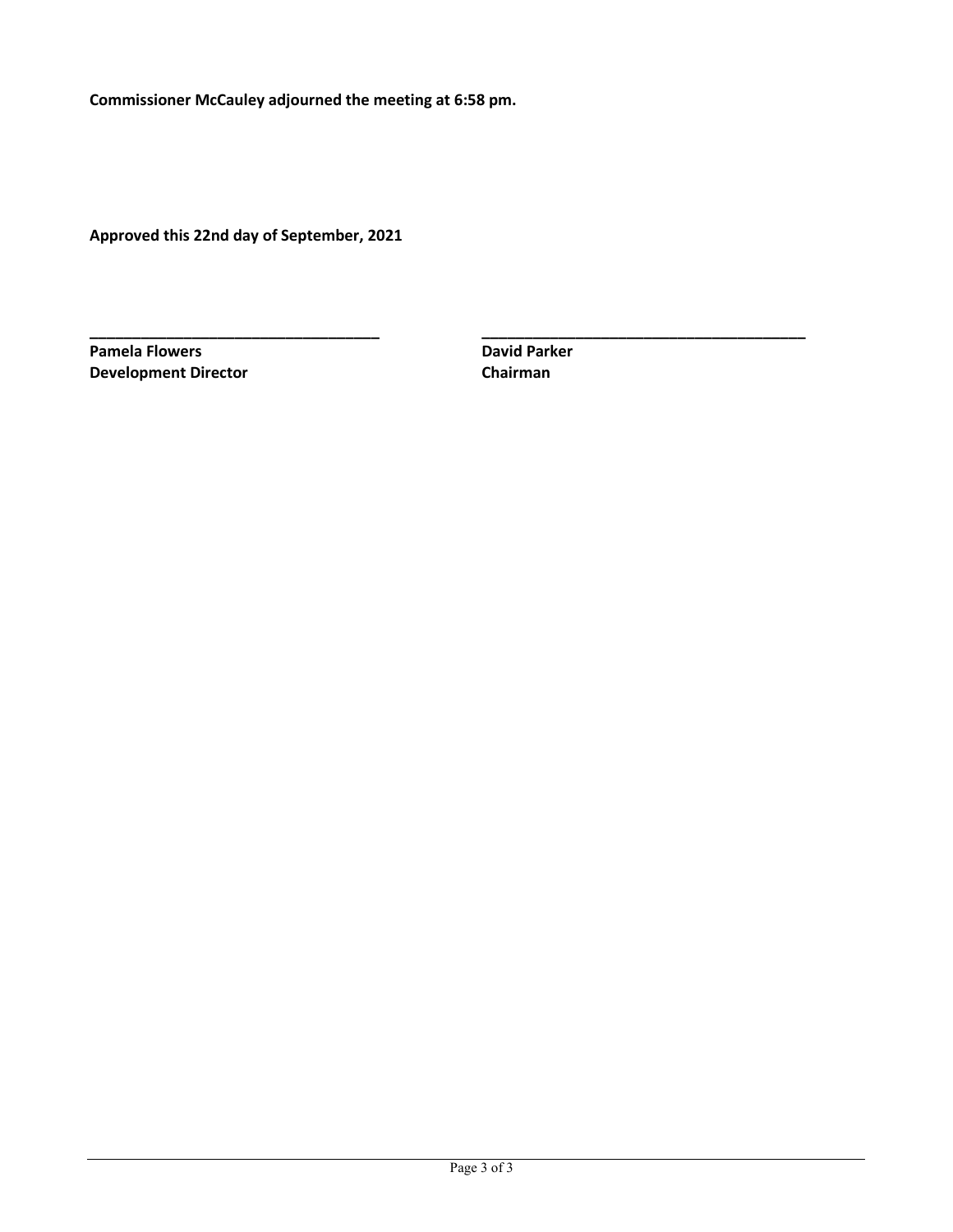**Commissioner McCauley adjourned the meeting at 6:58 pm.**

**Approved this 22nd day of September, 2021**

| | |
|---|---|
| ___________________________________ | ______________________________________ |
| **Pamela Flowers** | **David Parker** |
| **Development Director** | **Chairman** |